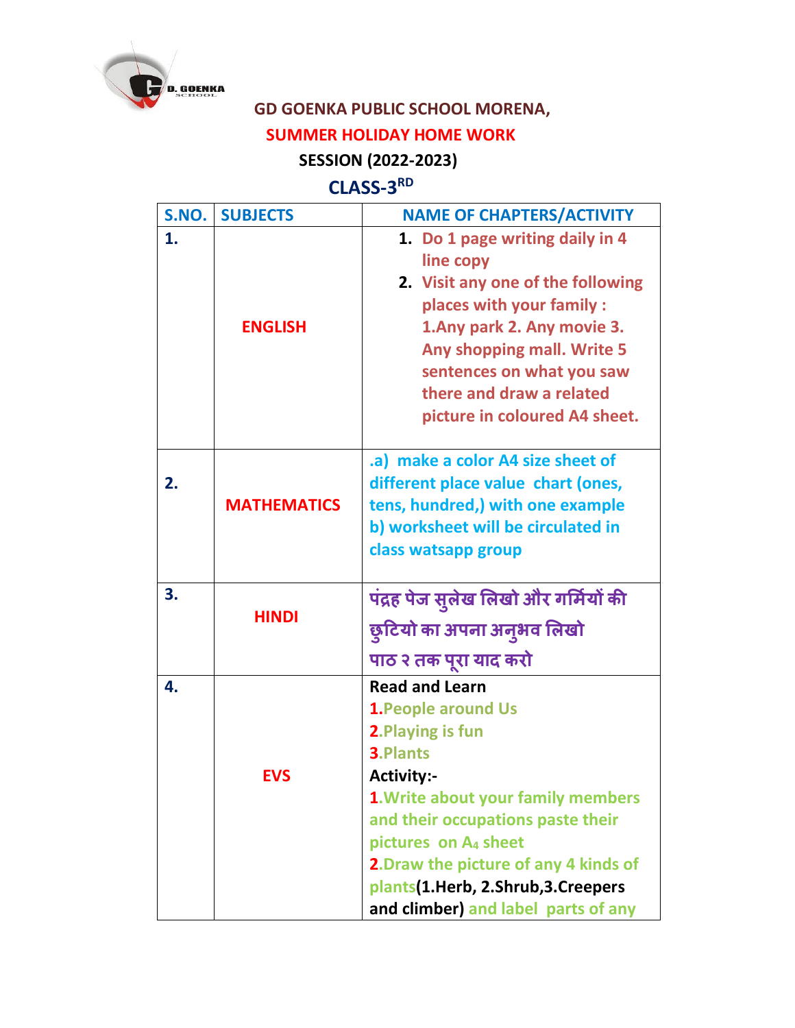GD GOENKA PUBLIC SCHOOL MORENA,

SUMMER HOLIDAY HOME WORK

SESSION (2022-2023)

CLASS-3RD

| S.NO. | SUBJECTS | NAME OF CHAPTERS/ACTIVITY |
|---|---|---|
| 1. | ENGLISH | 1. Do 1 page writing daily in 4 line copy<br>2. Visit any one of the following places with your family : 1.Any park 2. Any movie 3. Any shopping mall. Write 5 sentences on what you saw there and draw a related picture in coloured A4 sheet. |
| 2. | MATHEMATICS | .a) make a color A4 size sheet of different place value chart (ones, tens, hundred,) with one example<br>b) worksheet will be circulated in class watsapp group |
| 3. | HINDI | पंद्रह पेज सुलेख लिखो और गर्मियों की छुटियो का अपना अनुभव लिखो<br>पाठ २ तक पूरा याद करो |
| 4. | EVS | Read and Learn<br>1.People around Us<br>2.Playing is fun<br>3.Plants<br>Activity:-<br>1.Write about your family members and their occupations paste their pictures on $A_4$ sheet<br>2.Draw the picture of any 4 kinds of plants(1.Herb, 2.Shrub,3.Creepers and climber) and label parts of any |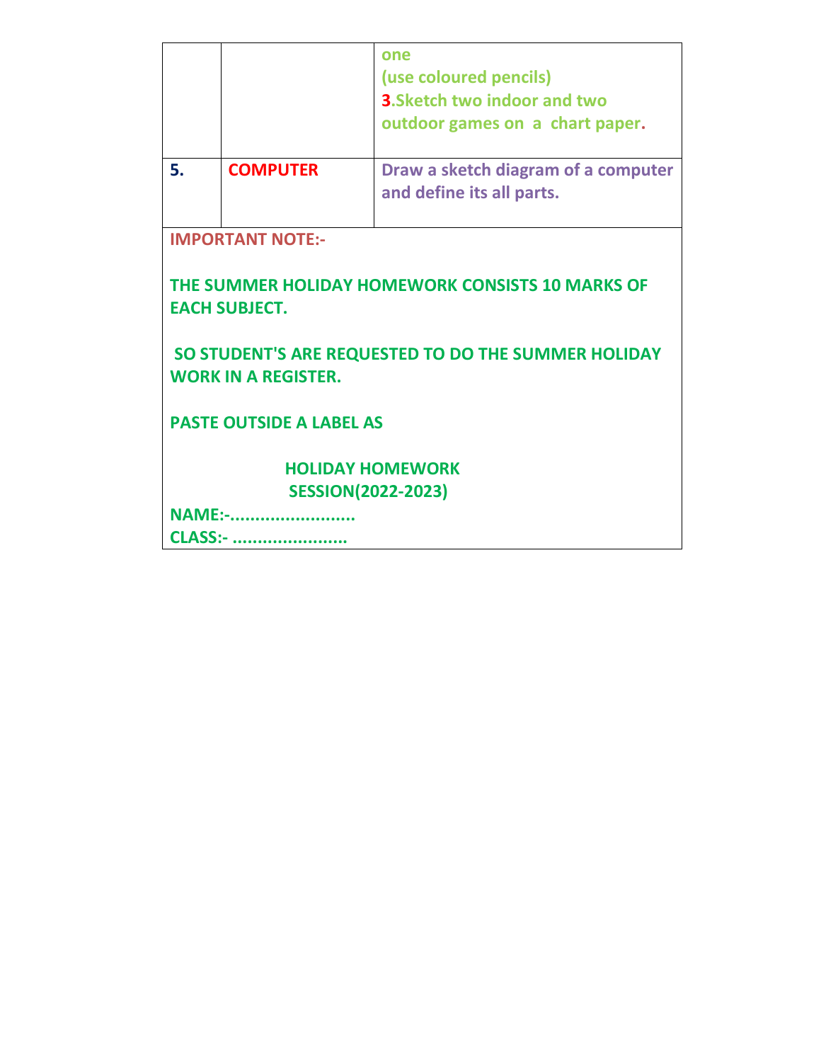| | | |
|---|---|---|
| | | one<br>(use coloured pencils)<br>**3**.Sketch two indoor and two outdoor games on a chart paper. |
| **5.** | **COMPUTER** | **Draw a sketch diagram of a computer and define its all parts.** |

**IMPORTANT NOTE:-**

**THE SUMMER HOLIDAY HOMEWORK CONSISTS 10 MARKS OF EACH SUBJECT.**

**SO STUDENT'S ARE REQUESTED TO DO THE SUMMER HOLIDAY WORK IN A REGISTER.**

**PASTE OUTSIDE A LABEL AS**

**HOLIDAY HOMEWORK**
**SESSION(2022-2023)**

**NAME:-........................**
**CLASS:- ......................**